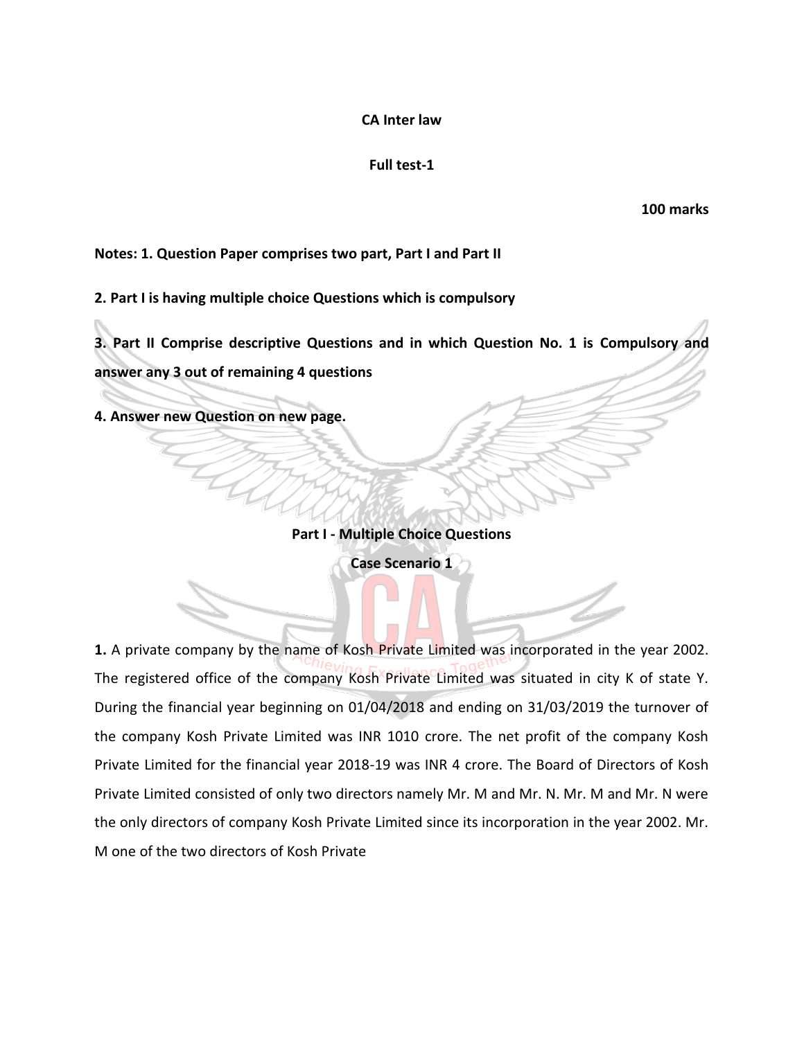**CA Inter law**

**Full test-1**

**100 marks**

**Notes: 1. Question Paper comprises two part, Part I and Part II**

**2. Part I is having multiple choice Questions which is compulsory**

**3. Part II Comprise descriptive Questions and in which Question No. 1 is Compulsory and answer any 3 out of remaining 4 questions**

**4. Answer new Question on new page.**

## Part I - Multiple Choice Questions

### Case Scenario 1

**1.** A private company by the name of Kosh Private Limited was incorporated in the year 2002. The registered office of the company Kosh Private Limited was situated in city K of state Y. During the financial year beginning on 01/04/2018 and ending on 31/03/2019 the turnover of the company Kosh Private Limited was INR 1010 crore. The net profit of the company Kosh Private Limited for the financial year 2018-19 was INR 4 crore. The Board of Directors of Kosh Private Limited consisted of only two directors namely Mr. M and Mr. N. Mr. M and Mr. N were the only directors of company Kosh Private Limited since its incorporation in the year 2002. Mr. M one of the two directors of Kosh Private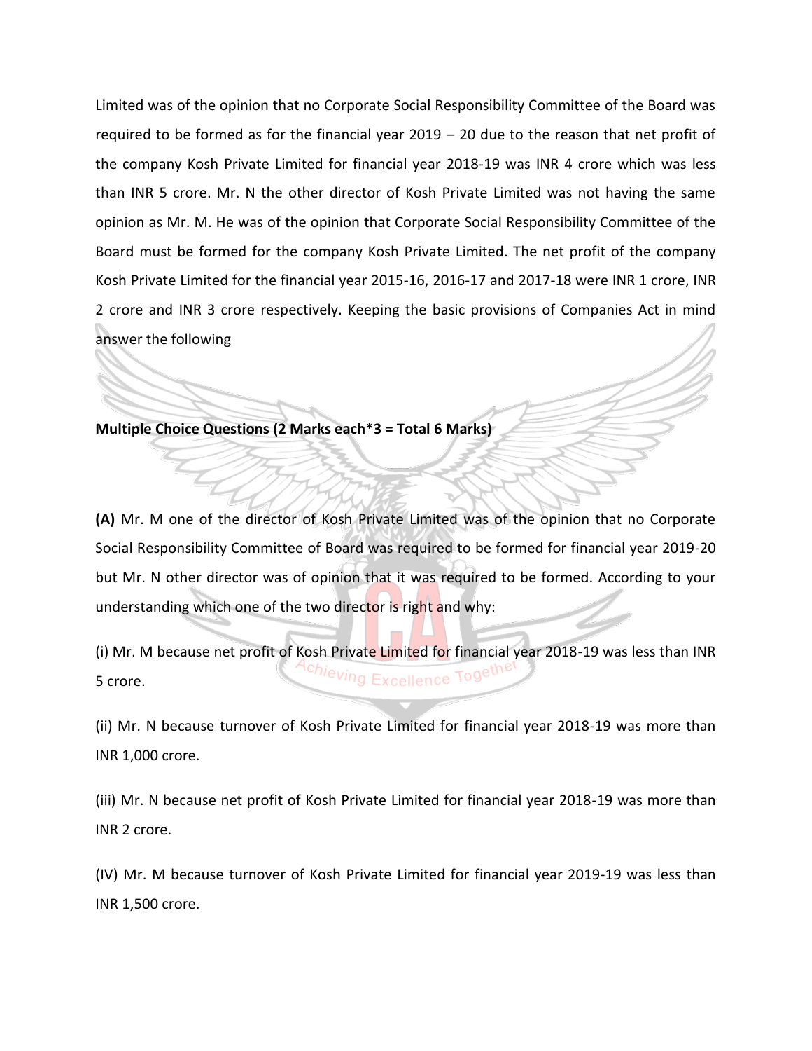Limited was of the opinion that no Corporate Social Responsibility Committee of the Board was required to be formed as for the financial year 2019 – 20 due to the reason that net profit of the company Kosh Private Limited for financial year 2018-19 was INR 4 crore which was less than INR 5 crore. Mr. N the other director of Kosh Private Limited was not having the same opinion as Mr. M. He was of the opinion that Corporate Social Responsibility Committee of the Board must be formed for the company Kosh Private Limited. The net profit of the company Kosh Private Limited for the financial year 2015-16, 2016-17 and 2017-18 were INR 1 crore, INR 2 crore and INR 3 crore respectively. Keeping the basic provisions of Companies Act in mind answer the following

**Multiple Choice Questions (2 Marks each*3 = Total 6 Marks)**

**(A)** Mr. M one of the director of Kosh Private Limited was of the opinion that no Corporate Social Responsibility Committee of Board was required to be formed for financial year 2019-20 but Mr. N other director was of opinion that it was required to be formed. According to your understanding which one of the two director is right and why:

(i) Mr. M because net profit of Kosh Private Limited for financial year 2018-19 was less than INR 5 crore.

(ii) Mr. N because turnover of Kosh Private Limited for financial year 2018-19 was more than INR 1,000 crore.

(iii) Mr. N because net profit of Kosh Private Limited for financial year 2018-19 was more than INR 2 crore.

(IV) Mr. M because turnover of Kosh Private Limited for financial year 2019-19 was less than INR 1,500 crore.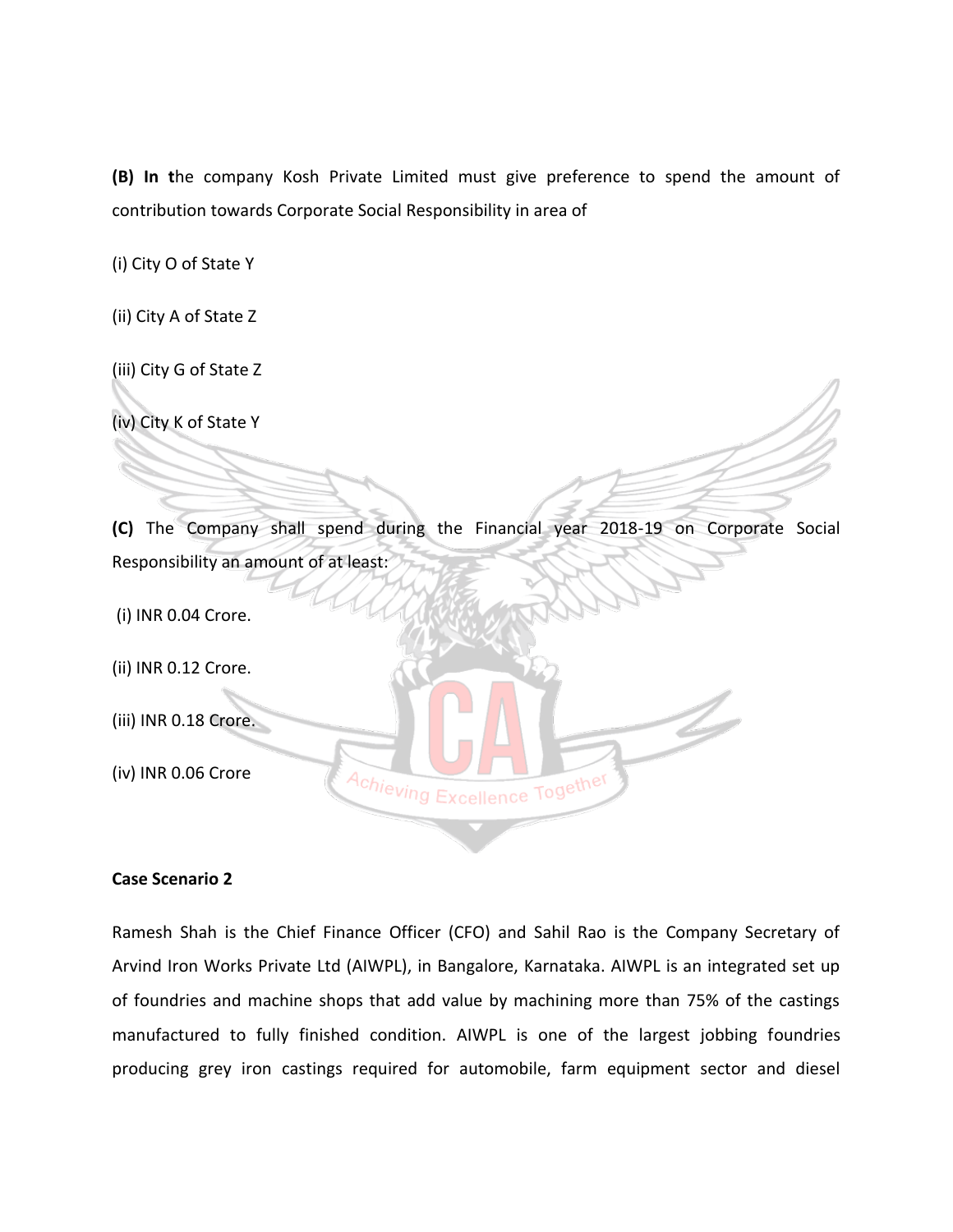**(B) In t**he company Kosh Private Limited must give preference to spend the amount of contribution towards Corporate Social Responsibility in area of

(i) City O of State Y

(ii) City A of State Z

(iii) City G of State Z

(iv) City K of State Y

**(C)** The Company shall spend during the Financial year 2018-19 on Corporate Social Responsibility an amount of at least:

(i) INR 0.04 Crore.

(ii) INR 0.12 Crore.

(iii) INR 0.18 Crore.

(iv) INR 0.06 Crore

**Case Scenario 2**

Ramesh Shah is the Chief Finance Officer (CFO) and Sahil Rao is the Company Secretary of Arvind Iron Works Private Ltd (AIWPL), in Bangalore, Karnataka. AIWPL is an integrated set up of foundries and machine shops that add value by machining more than 75% of the castings manufactured to fully finished condition. AIWPL is one of the largest jobbing foundries producing grey iron castings required for automobile, farm equipment sector and diesel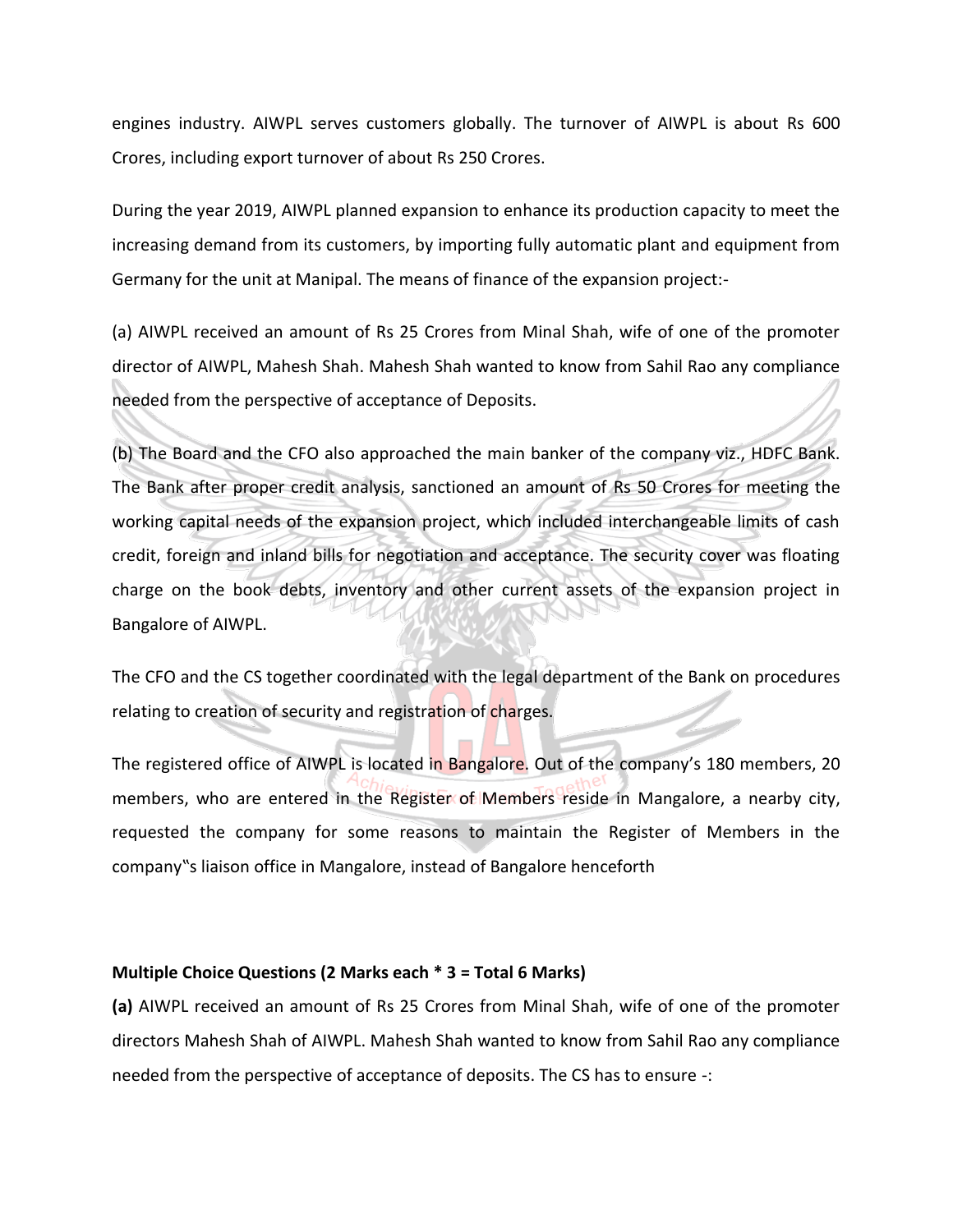engines industry. AIWPL serves customers globally. The turnover of AIWPL is about Rs 600 Crores, including export turnover of about Rs 250 Crores.

During the year 2019, AIWPL planned expansion to enhance its production capacity to meet the increasing demand from its customers, by importing fully automatic plant and equipment from Germany for the unit at Manipal. The means of finance of the expansion project:-

(a) AIWPL received an amount of Rs 25 Crores from Minal Shah, wife of one of the promoter director of AIWPL, Mahesh Shah. Mahesh Shah wanted to know from Sahil Rao any compliance needed from the perspective of acceptance of Deposits.

(b) The Board and the CFO also approached the main banker of the company viz., HDFC Bank. The Bank after proper credit analysis, sanctioned an amount of Rs 50 Crores for meeting the working capital needs of the expansion project, which included interchangeable limits of cash credit, foreign and inland bills for negotiation and acceptance. The security cover was floating charge on the book debts, inventory and other current assets of the expansion project in Bangalore of AIWPL.

The CFO and the CS together coordinated with the legal department of the Bank on procedures relating to creation of security and registration of charges.

The registered office of AIWPL is located in Bangalore. Out of the company's 180 members, 20 members, who are entered in the Register of Members reside in Mangalore, a nearby city, requested the company for some reasons to maintain the Register of Members in the company"s liaison office in Mangalore, instead of Bangalore henceforth

**Multiple Choice Questions (2 Marks each * 3 = Total 6 Marks)**

**(a)** AIWPL received an amount of Rs 25 Crores from Minal Shah, wife of one of the promoter directors Mahesh Shah of AIWPL. Mahesh Shah wanted to know from Sahil Rao any compliance needed from the perspective of acceptance of deposits. The CS has to ensure -: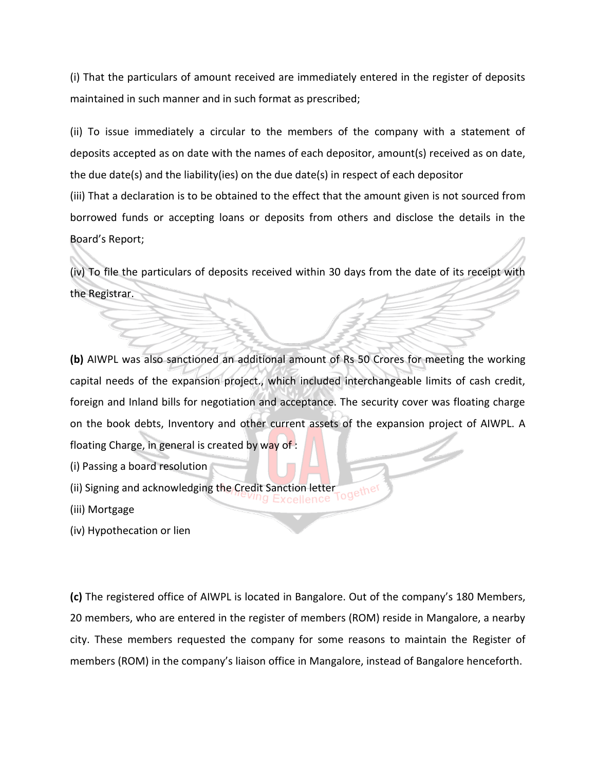(i) That the particulars of amount received are immediately entered in the register of deposits maintained in such manner and in such format as prescribed;

(ii) To issue immediately a circular to the members of the company with a statement of deposits accepted as on date with the names of each depositor, amount(s) received as on date, the due date(s) and the liability(ies) on the due date(s) in respect of each depositor

(iii) That a declaration is to be obtained to the effect that the amount given is not sourced from borrowed funds or accepting loans or deposits from others and disclose the details in the Board's Report;

(iv) To file the particulars of deposits received within 30 days from the date of its receipt with the Registrar.

**(b)** AIWPL was also sanctioned an additional amount of Rs 50 Crores for meeting the working capital needs of the expansion project., which included interchangeable limits of cash credit, foreign and Inland bills for negotiation and acceptance. The security cover was floating charge on the book debts, Inventory and other current assets of the expansion project of AIWPL. A floating Charge, in general is created by way of :

(i) Passing a board resolution

(ii) Signing and acknowledging the Credit Sanction letter

(iii) Mortgage

(iv) Hypothecation or lien

**(c)** The registered office of AIWPL is located in Bangalore. Out of the company's 180 Members, 20 members, who are entered in the register of members (ROM) reside in Mangalore, a nearby city. These members requested the company for some reasons to maintain the Register of members (ROM) in the company's liaison office in Mangalore, instead of Bangalore henceforth.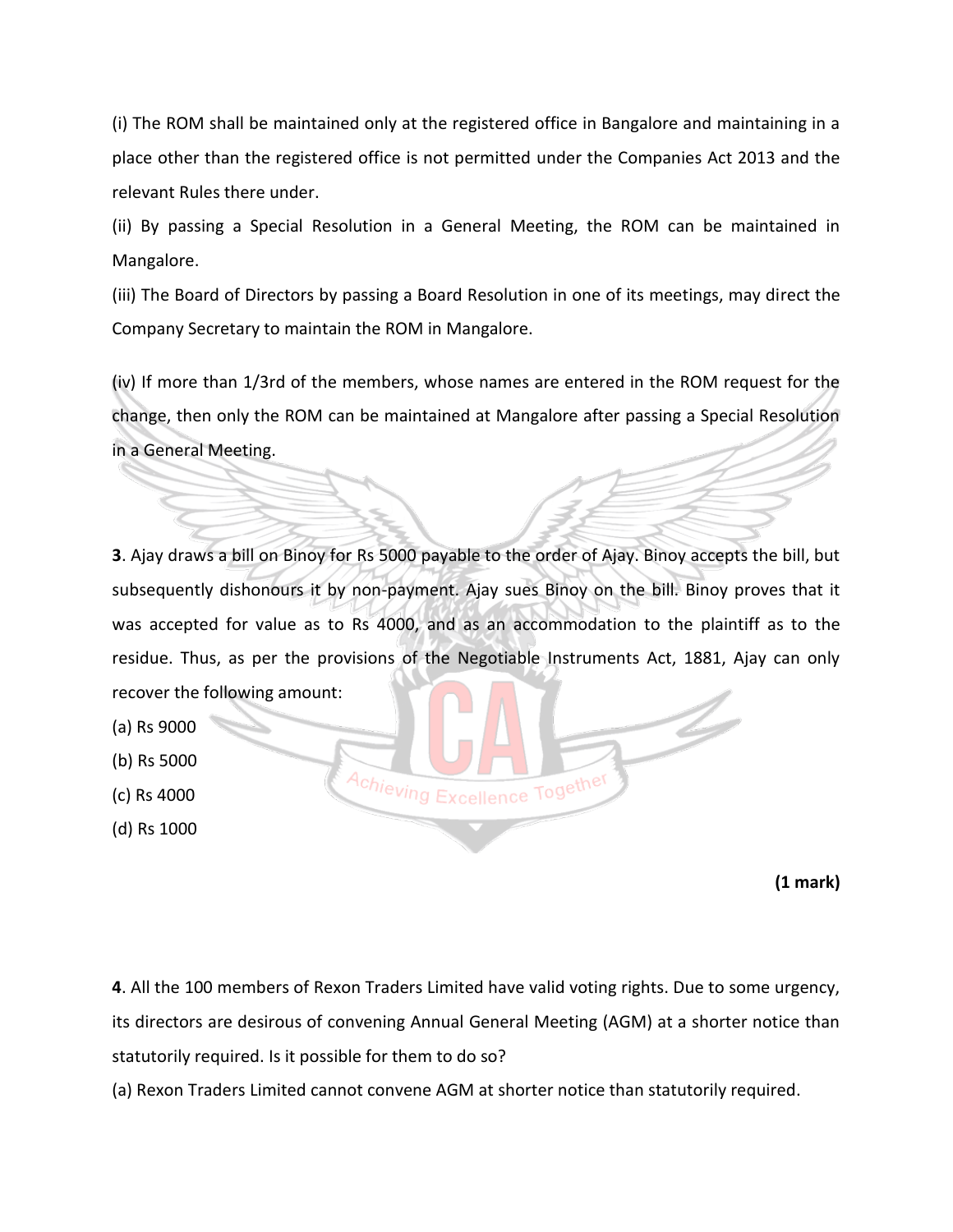(i) The ROM shall be maintained only at the registered office in Bangalore and maintaining in a place other than the registered office is not permitted under the Companies Act 2013 and the relevant Rules there under.

(ii) By passing a Special Resolution in a General Meeting, the ROM can be maintained in Mangalore.

(iii) The Board of Directors by passing a Board Resolution in one of its meetings, may direct the Company Secretary to maintain the ROM in Mangalore.

(iv) If more than 1/3rd of the members, whose names are entered in the ROM request for the change, then only the ROM can be maintained at Mangalore after passing a Special Resolution in a General Meeting.

**3**. Ajay draws a bill on Binoy for Rs 5000 payable to the order of Ajay. Binoy accepts the bill, but subsequently dishonours it by non-payment. Ajay sues Binoy on the bill. Binoy proves that it was accepted for value as to Rs 4000, and as an accommodation to the plaintiff as to the residue. Thus, as per the provisions of the Negotiable Instruments Act, 1881, Ajay can only recover the following amount:

(a) Rs 9000

(b) Rs 5000

(c) Rs 4000

(d) Rs 1000

**(1 mark)**

**4**. All the 100 members of Rexon Traders Limited have valid voting rights. Due to some urgency, its directors are desirous of convening Annual General Meeting (AGM) at a shorter notice than statutorily required. Is it possible for them to do so?

(a) Rexon Traders Limited cannot convene AGM at shorter notice than statutorily required.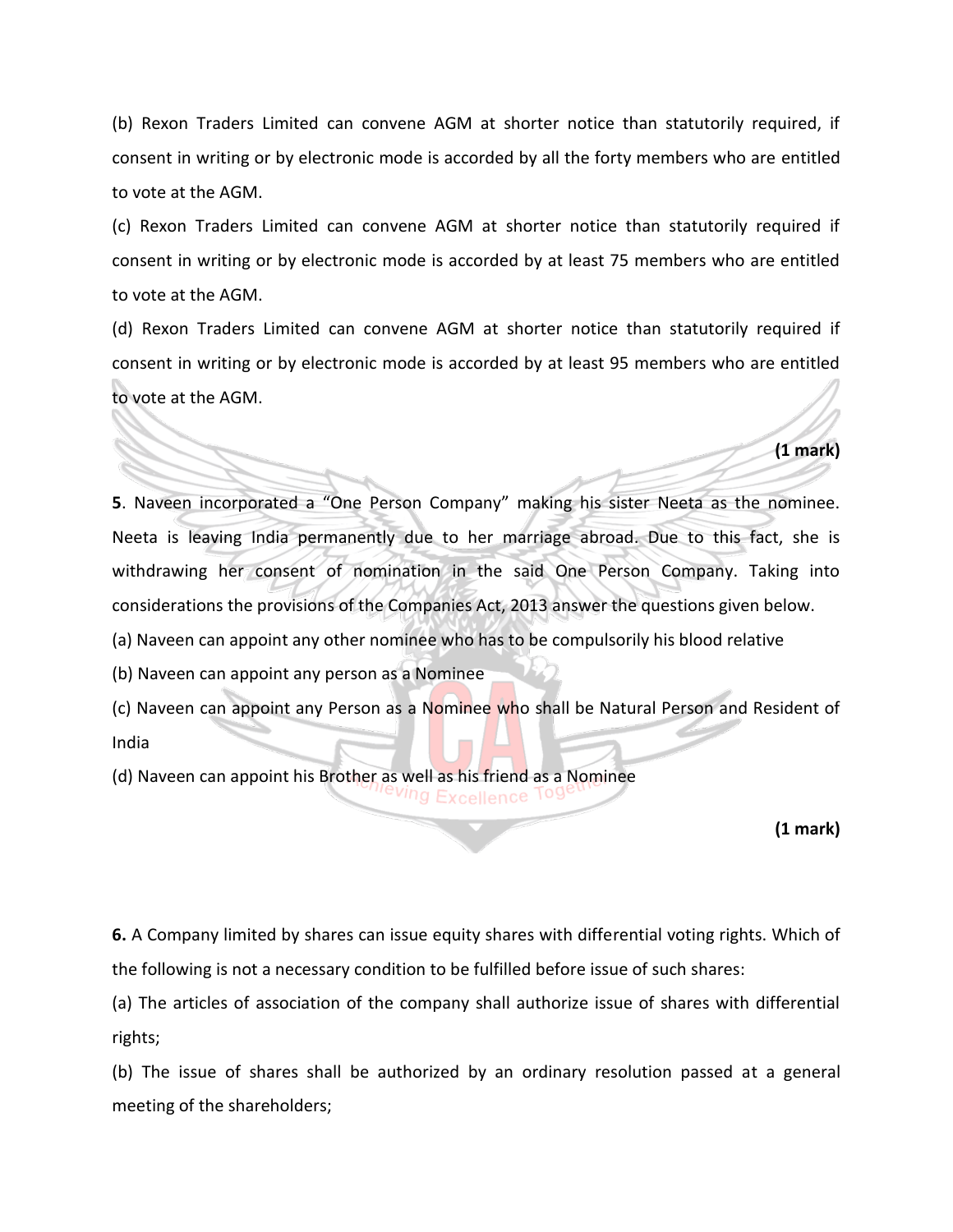(b) Rexon Traders Limited can convene AGM at shorter notice than statutorily required, if consent in writing or by electronic mode is accorded by all the forty members who are entitled to vote at the AGM.

(c) Rexon Traders Limited can convene AGM at shorter notice than statutorily required if consent in writing or by electronic mode is accorded by at least 75 members who are entitled to vote at the AGM.

(d) Rexon Traders Limited can convene AGM at shorter notice than statutorily required if consent in writing or by electronic mode is accorded by at least 95 members who are entitled to vote at the AGM.

**(1 mark)**

**5**. Naveen incorporated a "One Person Company" making his sister Neeta as the nominee. Neeta is leaving India permanently due to her marriage abroad. Due to this fact, she is withdrawing her consent of nomination in the said One Person Company. Taking into considerations the provisions of the Companies Act, 2013 answer the questions given below.

(a) Naveen can appoint any other nominee who has to be compulsorily his blood relative

(b) Naveen can appoint any person as a Nominee

(c) Naveen can appoint any Person as a Nominee who shall be Natural Person and Resident of India

(d) Naveen can appoint his Brother as well as his friend as a Nominee

**(1 mark)**

**6.** A Company limited by shares can issue equity shares with differential voting rights. Which of the following is not a necessary condition to be fulfilled before issue of such shares:

(a) The articles of association of the company shall authorize issue of shares with differential rights;

(b) The issue of shares shall be authorized by an ordinary resolution passed at a general meeting of the shareholders;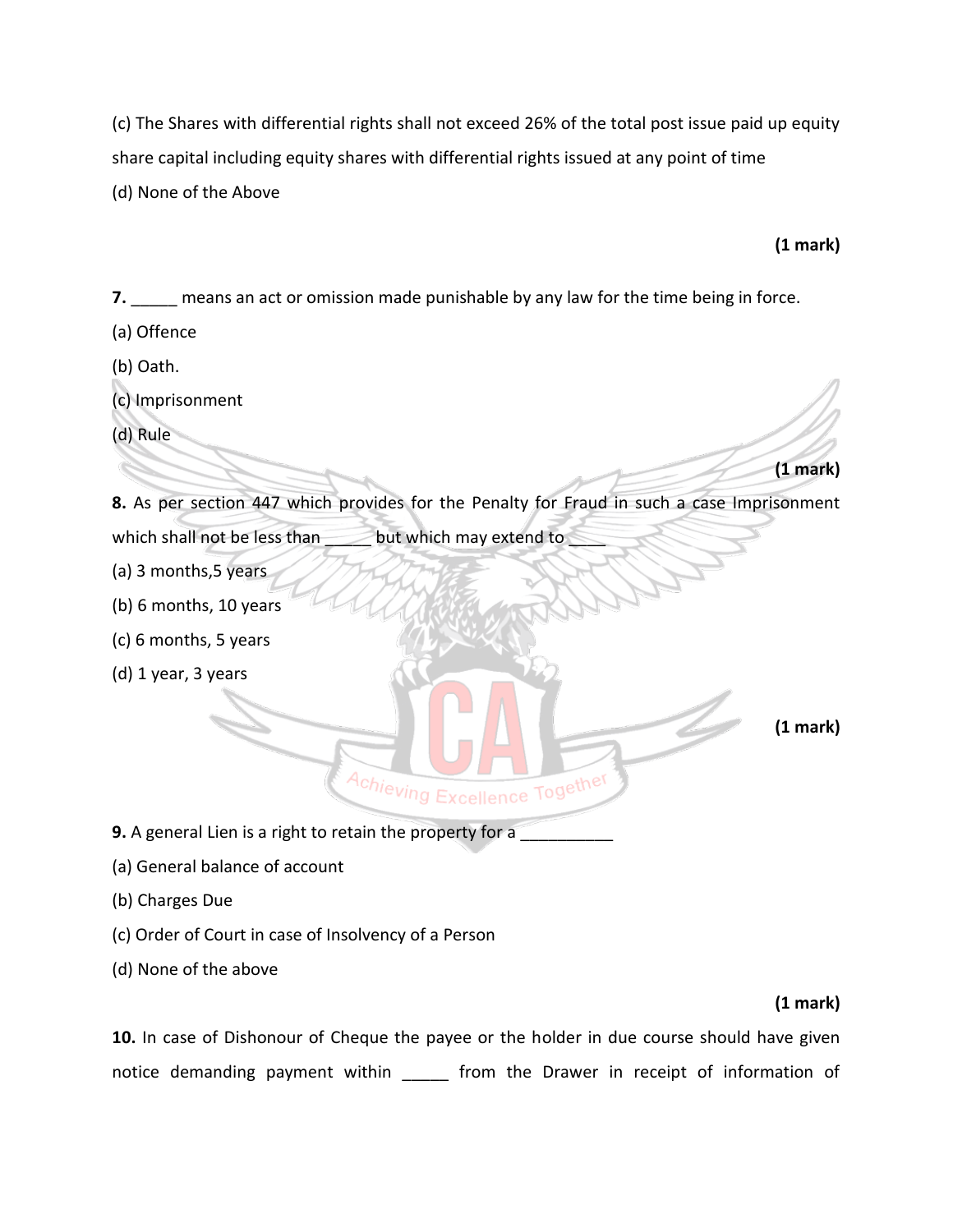(c) The Shares with differential rights shall not exceed 26% of the total post issue paid up equity share capital including equity shares with differential rights issued at any point of time

(d) None of the Above

**(1 mark)**

**7.** _____ means an act or omission made punishable by any law for the time being in force.

(a) Offence

(b) Oath.

(c) Imprisonment

(d) Rule

**(1 mark)**

**8.** As per section 447 which provides for the Penalty for Fraud in such a case Imprisonment which shall not be less than _____ but which may extend to ____

(a) 3 months,5 years

(b) 6 months, 10 years

(c) 6 months, 5 years

(d) 1 year, 3 years

**(1 mark)**

**9.** A general Lien is a right to retain the property for a __________

(a) General balance of account

(b) Charges Due

(c) Order of Court in case of Insolvency of a Person

(d) None of the above

**(1 mark)**

**10.** In case of Dishonour of Cheque the payee or the holder in due course should have given notice demanding payment within _____ from the Drawer in receipt of information of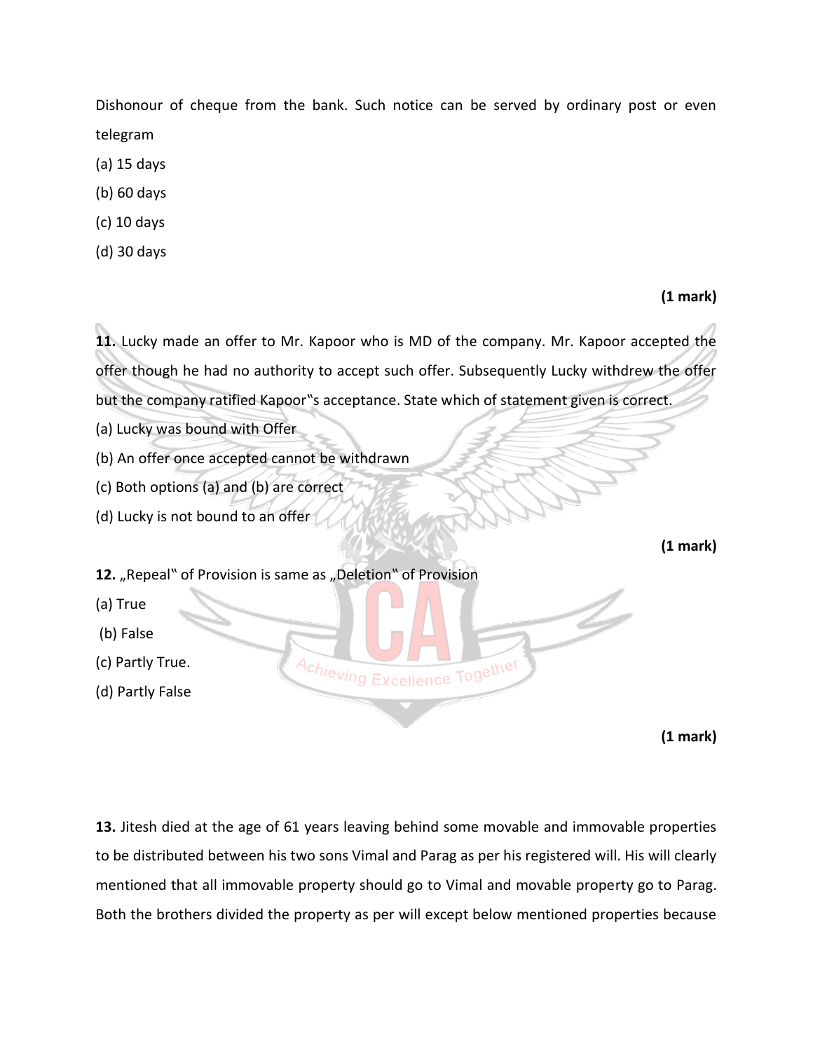Dishonour of cheque from the bank. Such notice can be served by ordinary post or even telegram

(a) 15 days

(b) 60 days

(c) 10 days

(d) 30 days

**(1 mark)**

**11.** Lucky made an offer to Mr. Kapoor who is MD of the company. Mr. Kapoor accepted the offer though he had no authority to accept such offer. Subsequently Lucky withdrew the offer but the company ratified Kapoor‟s acceptance. State which of statement given is correct.

(a) Lucky was bound with Offer

(b) An offer once accepted cannot be withdrawn

(c) Both options (a) and (b) are correct

(d) Lucky is not bound to an offer

**(1 mark)**

**12.** „Repeal‟ of Provision is same as „Deletion‟ of Provision

(a) True

(b) False

(c) Partly True.

(d) Partly False

**(1 mark)**

**13.** Jitesh died at the age of 61 years leaving behind some movable and immovable properties to be distributed between his two sons Vimal and Parag as per his registered will. His will clearly mentioned that all immovable property should go to Vimal and movable property go to Parag. Both the brothers divided the property as per will except below mentioned properties because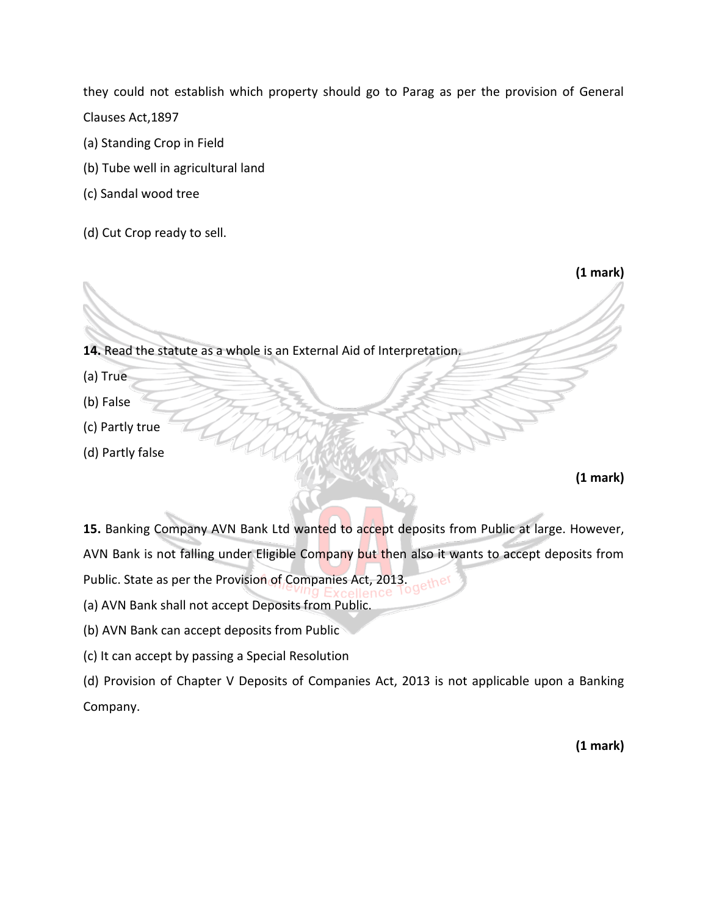they could not establish which property should go to Parag as per the provision of General Clauses Act,1897

(a) Standing Crop in Field

(b) Tube well in agricultural land

(c) Sandal wood tree

(d) Cut Crop ready to sell.

**(1 mark)**

**14.** Read the statute as a whole is an External Aid of Interpretation.

(a) True

(b) False

(c) Partly true

(d) Partly false

**(1 mark)**

**15.** Banking Company AVN Bank Ltd wanted to accept deposits from Public at large. However, AVN Bank is not falling under Eligible Company but then also it wants to accept deposits from Public. State as per the Provision of Companies Act, 2013.

(a) AVN Bank shall not accept Deposits from Public.

(b) AVN Bank can accept deposits from Public

(c) It can accept by passing a Special Resolution

(d) Provision of Chapter V Deposits of Companies Act, 2013 is not applicable upon a Banking Company.

**(1 mark)**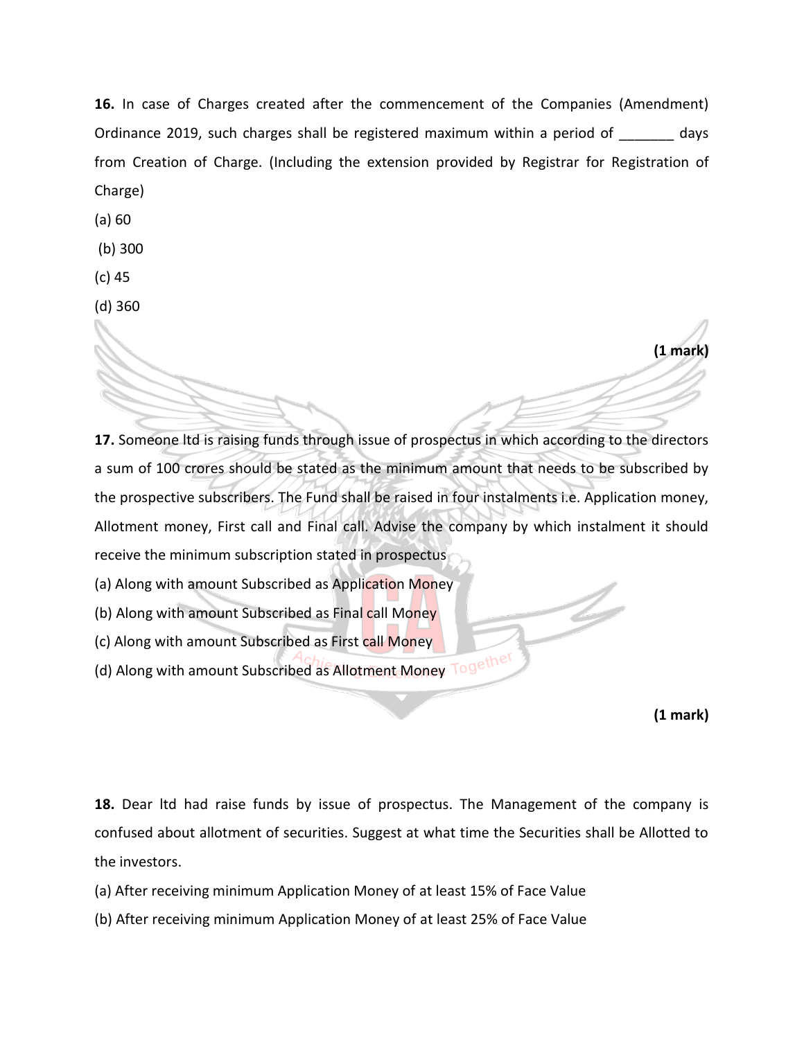**16.** In case of Charges created after the commencement of the Companies (Amendment) Ordinance 2019, such charges shall be registered maximum within a period of _______ days from Creation of Charge. (Including the extension provided by Registrar for Registration of Charge)

(a) 60

(b) 300

(c) 45

(d) 360

**(1 mark)**

**17.** Someone ltd is raising funds through issue of prospectus in which according to the directors a sum of 100 crores should be stated as the minimum amount that needs to be subscribed by the prospective subscribers. The Fund shall be raised in four instalments i.e. Application money, Allotment money, First call and Final call. Advise the company by which instalment it should receive the minimum subscription stated in prospectus

(a) Along with amount Subscribed as Application Money

(b) Along with amount Subscribed as Final call Money

(c) Along with amount Subscribed as First call Money

(d) Along with amount Subscribed as Allotment Money

**(1 mark)**

**18.** Dear ltd had raise funds by issue of prospectus. The Management of the company is confused about allotment of securities. Suggest at what time the Securities shall be Allotted to the investors.

(a) After receiving minimum Application Money of at least 15% of Face Value

(b) After receiving minimum Application Money of at least 25% of Face Value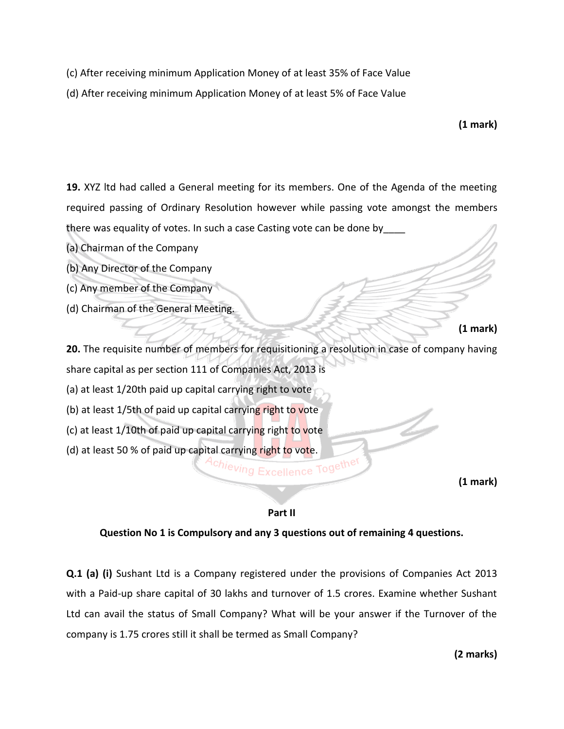(c) After receiving minimum Application Money of at least 35% of Face Value

(d) After receiving minimum Application Money of at least 5% of Face Value

**(1 mark)**

**19.** XYZ ltd had called a General meeting for its members. One of the Agenda of the meeting required passing of Ordinary Resolution however while passing vote amongst the members there was equality of votes. In such a case Casting vote can be done by____

(a) Chairman of the Company

(b) Any Director of the Company

(c) Any member of the Company

(d) Chairman of the General Meeting.

**(1 mark)**

**20.** The requisite number of members for requisitioning a resolution in case of company having share capital as per section 111 of Companies Act, 2013 is

(a) at least 1/20th paid up capital carrying right to vote

(b) at least 1/5th of paid up capital carrying right to vote

(c) at least 1/10th of paid up capital carrying right to vote

(d) at least 50 % of paid up capital carrying right to vote.

**(1 mark)**

**Part II**

**Question No 1 is Compulsory and any 3 questions out of remaining 4 questions.**

**Q.1 (a) (i)** Sushant Ltd is a Company registered under the provisions of Companies Act 2013 with a Paid-up share capital of 30 lakhs and turnover of 1.5 crores. Examine whether Sushant Ltd can avail the status of Small Company? What will be your answer if the Turnover of the company is 1.75 crores still it shall be termed as Small Company?

**(2 marks)**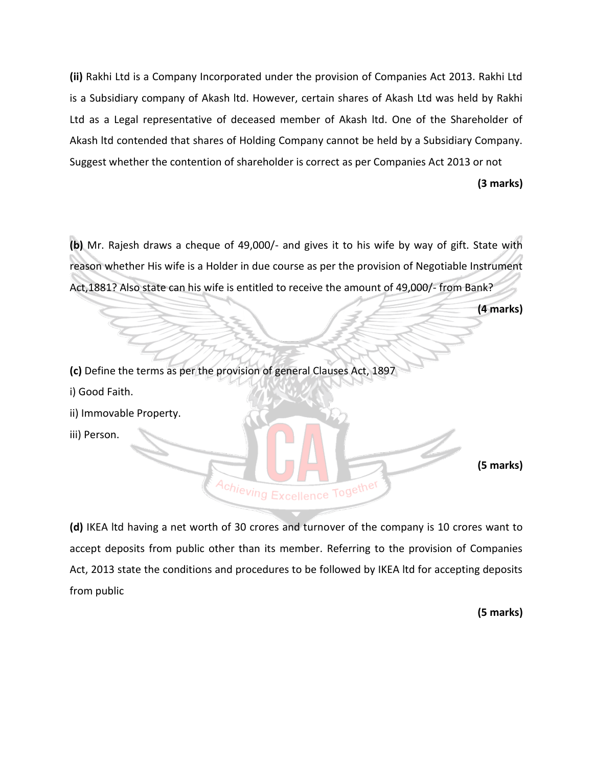**(ii)** Rakhi Ltd is a Company Incorporated under the provision of Companies Act 2013. Rakhi Ltd is a Subsidiary company of Akash ltd. However, certain shares of Akash Ltd was held by Rakhi Ltd as a Legal representative of deceased member of Akash ltd. One of the Shareholder of Akash ltd contended that shares of Holding Company cannot be held by a Subsidiary Company. Suggest whether the contention of shareholder is correct as per Companies Act 2013 or not

**(3 marks)**

**(b)** Mr. Rajesh draws a cheque of 49,000/- and gives it to his wife by way of gift. State with reason whether His wife is a Holder in due course as per the provision of Negotiable Instrument Act,1881? Also state can his wife is entitled to receive the amount of 49,000/- from Bank?

**(4 marks)**

**(c)** Define the terms as per the provision of general Clauses Act, 1897

i) Good Faith.

ii) Immovable Property.

iii) Person.

**(5 marks)**

**(d)** IKEA ltd having a net worth of 30 crores and turnover of the company is 10 crores want to accept deposits from public other than its member. Referring to the provision of Companies Act, 2013 state the conditions and procedures to be followed by IKEA ltd for accepting deposits from public

**(5 marks)**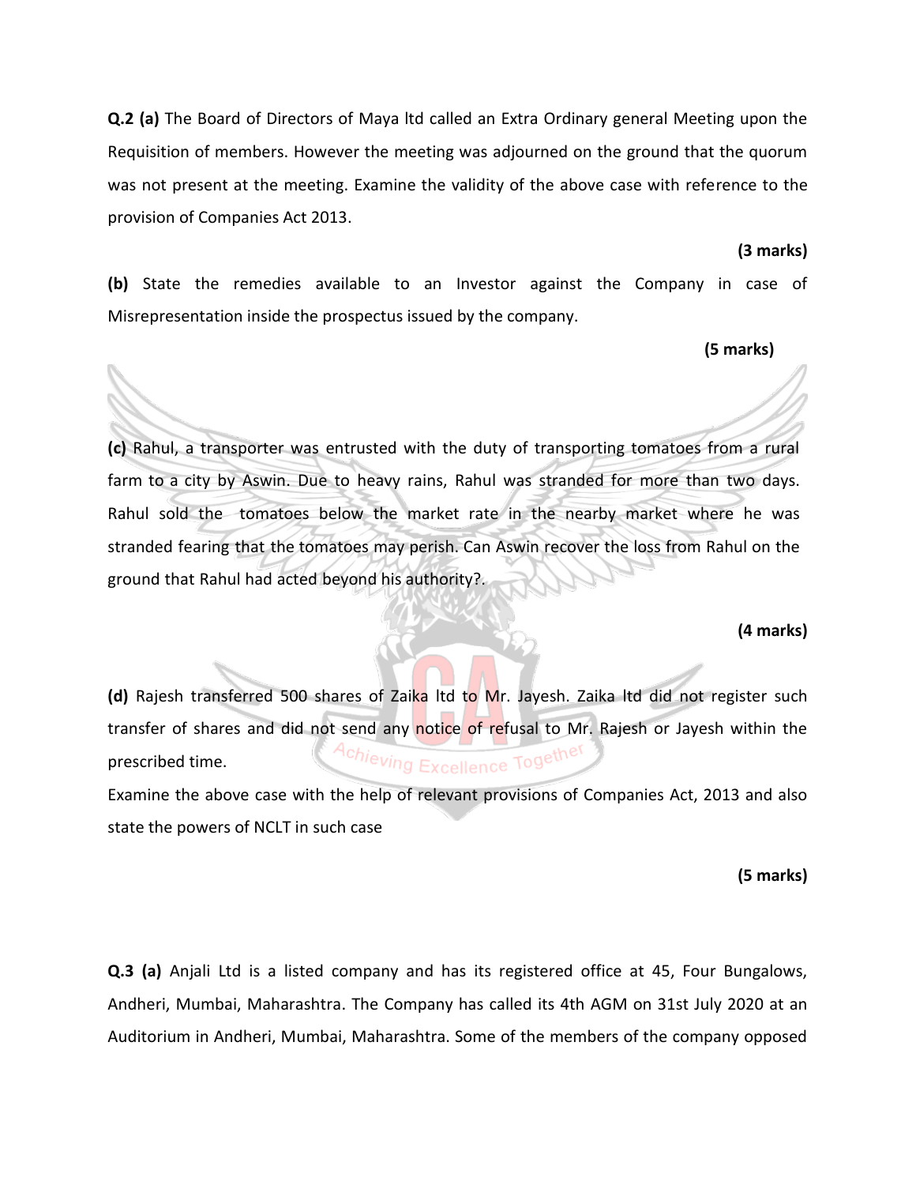**Q.2 (a)** The Board of Directors of Maya ltd called an Extra Ordinary general Meeting upon the Requisition of members. However the meeting was adjourned on the ground that the quorum was not present at the meeting. Examine the validity of the above case with reference to the provision of Companies Act 2013.

**(3 marks)**

**(b)** State the remedies available to an Investor against the Company in case of Misrepresentation inside the prospectus issued by the company.

**(5 marks)**

**(c)** Rahul, a transporter was entrusted with the duty of transporting tomatoes from a rural farm to a city by Aswin. Due to heavy rains, Rahul was stranded for more than two days. Rahul sold the tomatoes below the market rate in the nearby market where he was stranded fearing that the tomatoes may perish. Can Aswin recover the loss from Rahul on the ground that Rahul had acted beyond his authority?.

**(4 marks)**

**(d)** Rajesh transferred 500 shares of Zaika ltd to Mr. Jayesh. Zaika ltd did not register such transfer of shares and did not send any notice of refusal to Mr. Rajesh or Jayesh within the prescribed time.

Examine the above case with the help of relevant provisions of Companies Act, 2013 and also state the powers of NCLT in such case

**(5 marks)**

**Q.3 (a)** Anjali Ltd is a listed company and has its registered office at 45, Four Bungalows, Andheri, Mumbai, Maharashtra. The Company has called its 4th AGM on 31st July 2020 at an Auditorium in Andheri, Mumbai, Maharashtra. Some of the members of the company opposed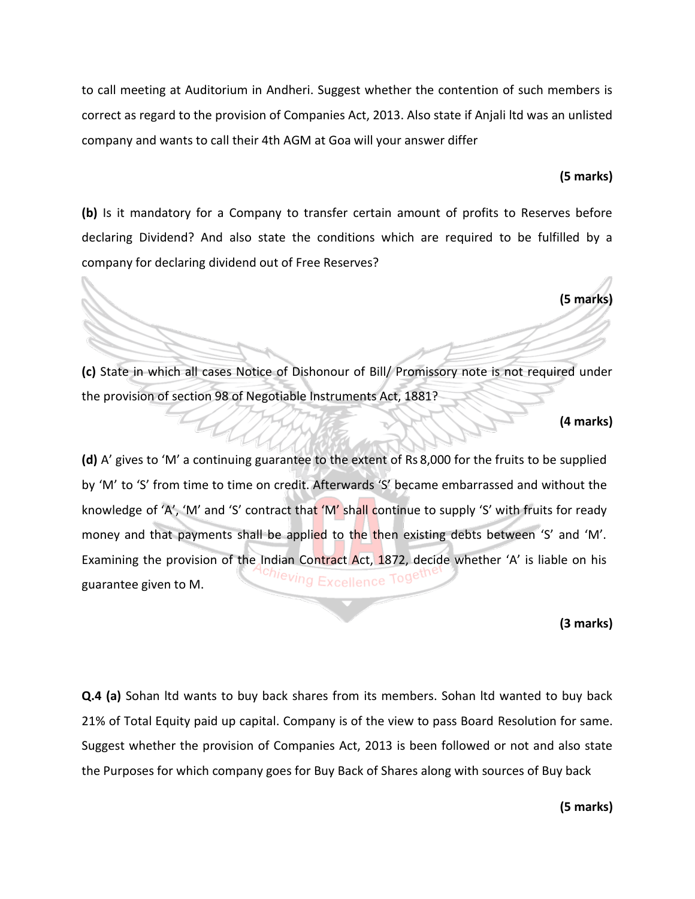to call meeting at Auditorium in Andheri. Suggest whether the contention of such members is correct as regard to the provision of Companies Act, 2013. Also state if Anjali ltd was an unlisted company and wants to call their 4th AGM at Goa will your answer differ

**(5 marks)**

**(b)** Is it mandatory for a Company to transfer certain amount of profits to Reserves before declaring Dividend? And also state the conditions which are required to be fulfilled by a company for declaring dividend out of Free Reserves?

**(5 marks)**

**(c)** State in which all cases Notice of Dishonour of Bill/ Promissory note is not required under the provision of section 98 of Negotiable Instruments Act, 1881?

**(4 marks)**

**(d)** A' gives to 'M' a continuing guarantee to the extent of Rs 8,000 for the fruits to be supplied by 'M' to 'S' from time to time on credit. Afterwards 'S' became embarrassed and without the knowledge of 'A', 'M' and 'S' contract that 'M' shall continue to supply 'S' with fruits for ready money and that payments shall be applied to the then existing debts between 'S' and 'M'. Examining the provision of the Indian Contract Act, 1872, decide whether 'A' is liable on his guarantee given to M.

**(3 marks)**

**Q.4 (a)** Sohan ltd wants to buy back shares from its members. Sohan ltd wanted to buy back 21% of Total Equity paid up capital. Company is of the view to pass Board Resolution for same. Suggest whether the provision of Companies Act, 2013 is been followed or not and also state the Purposes for which company goes for Buy Back of Shares along with sources of Buy back

**(5 marks)**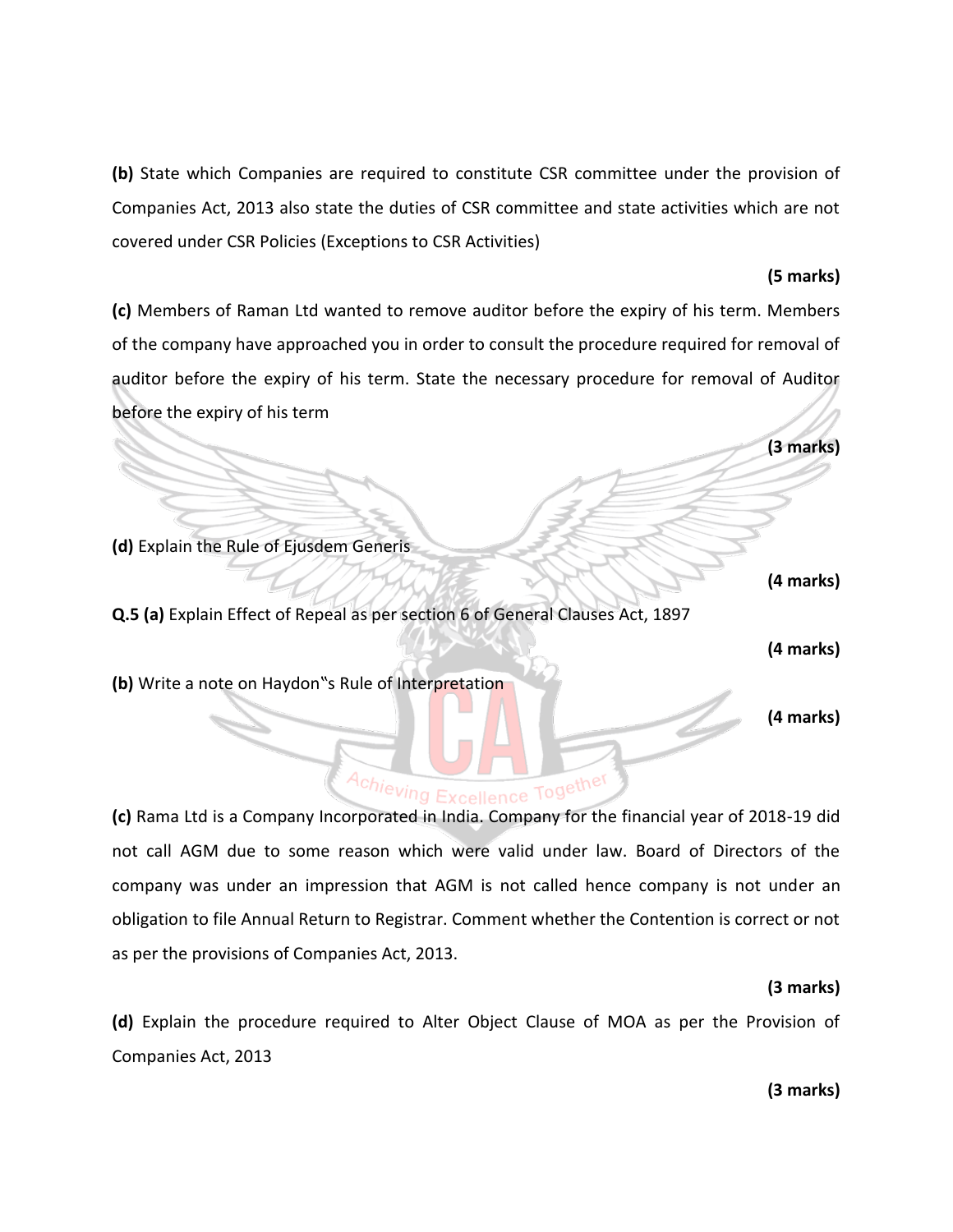**(b)** State which Companies are required to constitute CSR committee under the provision of Companies Act, 2013 also state the duties of CSR committee and state activities which are not covered under CSR Policies (Exceptions to CSR Activities)

**(5 marks)**

**(c)** Members of Raman Ltd wanted to remove auditor before the expiry of his term. Members of the company have approached you in order to consult the procedure required for removal of auditor before the expiry of his term. State the necessary procedure for removal of Auditor before the expiry of his term

**(3 marks)**

**(d)** Explain the Rule of Ejusdem Generis

**(4 marks)**

**Q.5 (a)** Explain Effect of Repeal as per section 6 of General Clauses Act, 1897

**(4 marks)**

**(b)** Write a note on Haydon‟s Rule of Interpretation

**(4 marks)**

**(c)** Rama Ltd is a Company Incorporated in India. Company for the financial year of 2018-19 did not call AGM due to some reason which were valid under law. Board of Directors of the company was under an impression that AGM is not called hence company is not under an obligation to file Annual Return to Registrar. Comment whether the Contention is correct or not as per the provisions of Companies Act, 2013.

**(3 marks)**

**(d)** Explain the procedure required to Alter Object Clause of MOA as per the Provision of Companies Act, 2013

**(3 marks)**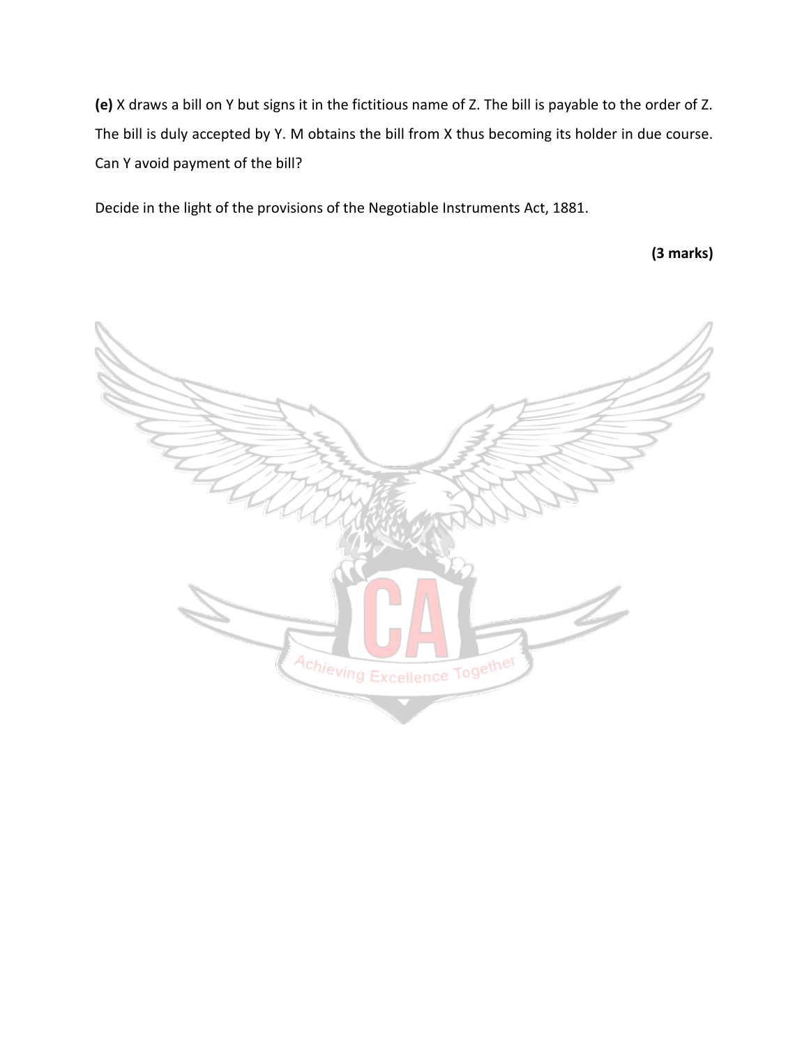**(e)** X draws a bill on Y but signs it in the fictitious name of Z. The bill is payable to the order of Z. The bill is duly accepted by Y. M obtains the bill from X thus becoming its holder in due course. Can Y avoid payment of the bill?

Decide in the light of the provisions of the Negotiable Instruments Act, 1881.

**(3 marks)**